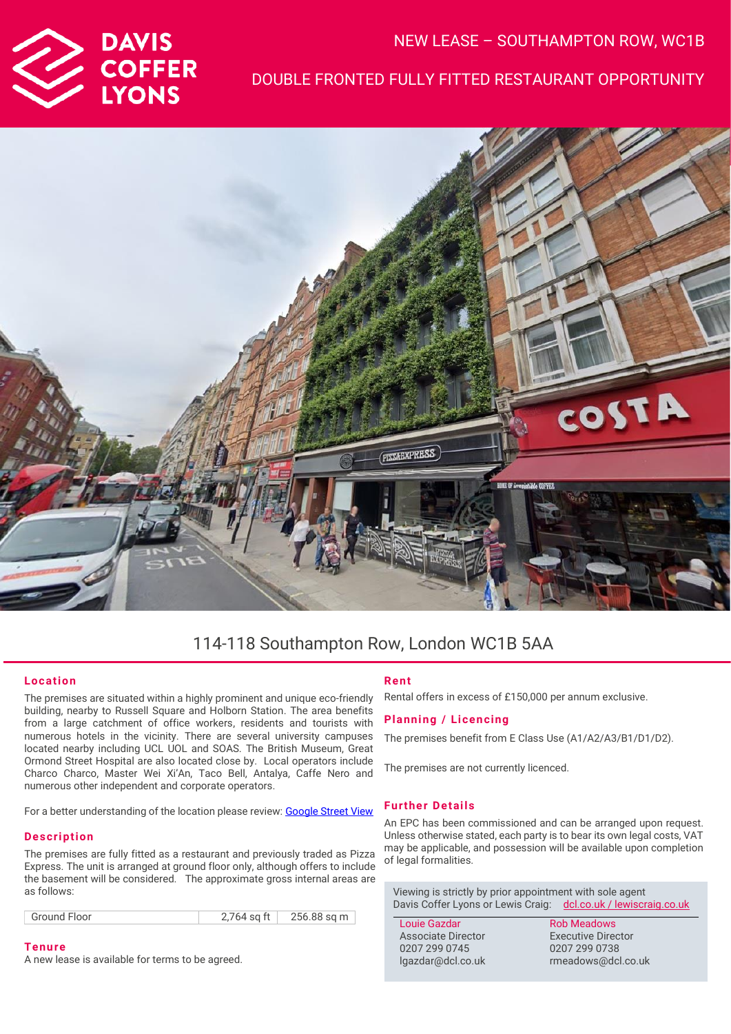DAVIS COFFER LYONS

# NEW LEASE – SOUTHAMPTON ROW, WC1B

## DOUBLE FRONTED FULLY FITTED RESTAURANT OPPORTUNITY

## 114-118 Southampton Row, London WC1B 5AA

### Location

The premises are situated within a highly prominent and unique eco-friendly building, nearby to Russell Square and Holborn Station. The area benefits from a large catchment of office workers, residents and tourists with numerous hotels in the vicinity. There are several university campuses located nearby including UCL UOL and SOAS. The British Museum, Great Ormond Street Hospital are also located close by. Local operators include Charco Charco, Master Wei Xi'An, Taco Bell, Antalya, Caffe Nero and numerous other independent and corporate operators.

For a better understanding of the location please review: Google Street View

### Description

The premises are fully fitted as a restaurant and previously traded as Pizza Express. The unit is arranged at ground floor only, although offers to include the basement will be considered. The approximate gross internal areas are as follows:

| Ground Floor | 2,764 sq ft | 256.88 sq m |
|---|---|---|

### Tenure

A new lease is available for terms to be agreed.

### Rent

Rental offers in excess of £150,000 per annum exclusive.

### Planning / Licencing

The premises benefit from E Class Use (A1/A2/A3/B1/D1/D2).

The premises are not currently licenced.

### Further Details

An EPC has been commissioned and can be arranged upon request. Unless otherwise stated, each party is to bear its own legal costs, VAT may be applicable, and possession will be available upon completion of legal formalities.

Viewing is strictly by prior appointment with sole agent Davis Coffer Lyons or Lewis Craig: dcl.co.uk / lewiscraig.co.uk

| Louie Gazdar | Rob Meadows |
|---|---|
| Associate Director | Executive Director |
| 0207 299 0745 | 0207 299 0738 |
| lgazdar@dcl.co.uk | rmeadows@dcl.co.uk |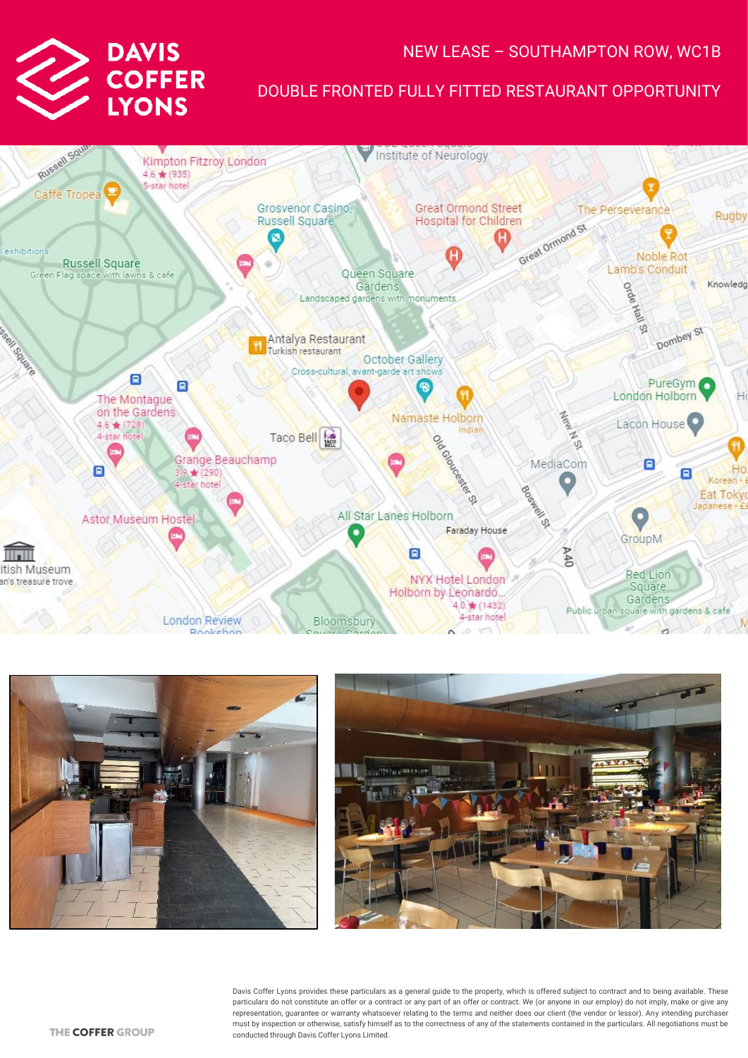DAVIS COFFER LYONS

NEW LEASE – SOUTHAMPTON ROW, WC1B

DOUBLE FRONTED FULLY FITTED RESTAURANT OPPORTUNITY

Davis Coffer Lyons provides these particulars as a general guide to the property, which is offered subject to contract and to being available. These particulars do not constitute an offer or a contract or any part of an offer or contract. We (or anyone in our employ) do not imply, make or give any representation, guarantee or warranty whatsoever relating to the terms and neither does our client (the vendor or lessor). Any intending purchaser must by inspection or otherwise, satisfy himself as to the correctness of any of the statements contained in the particulars. All negotiations must be conducted through Davis Coffer Lyons Limited.

THE COFFER GROUP